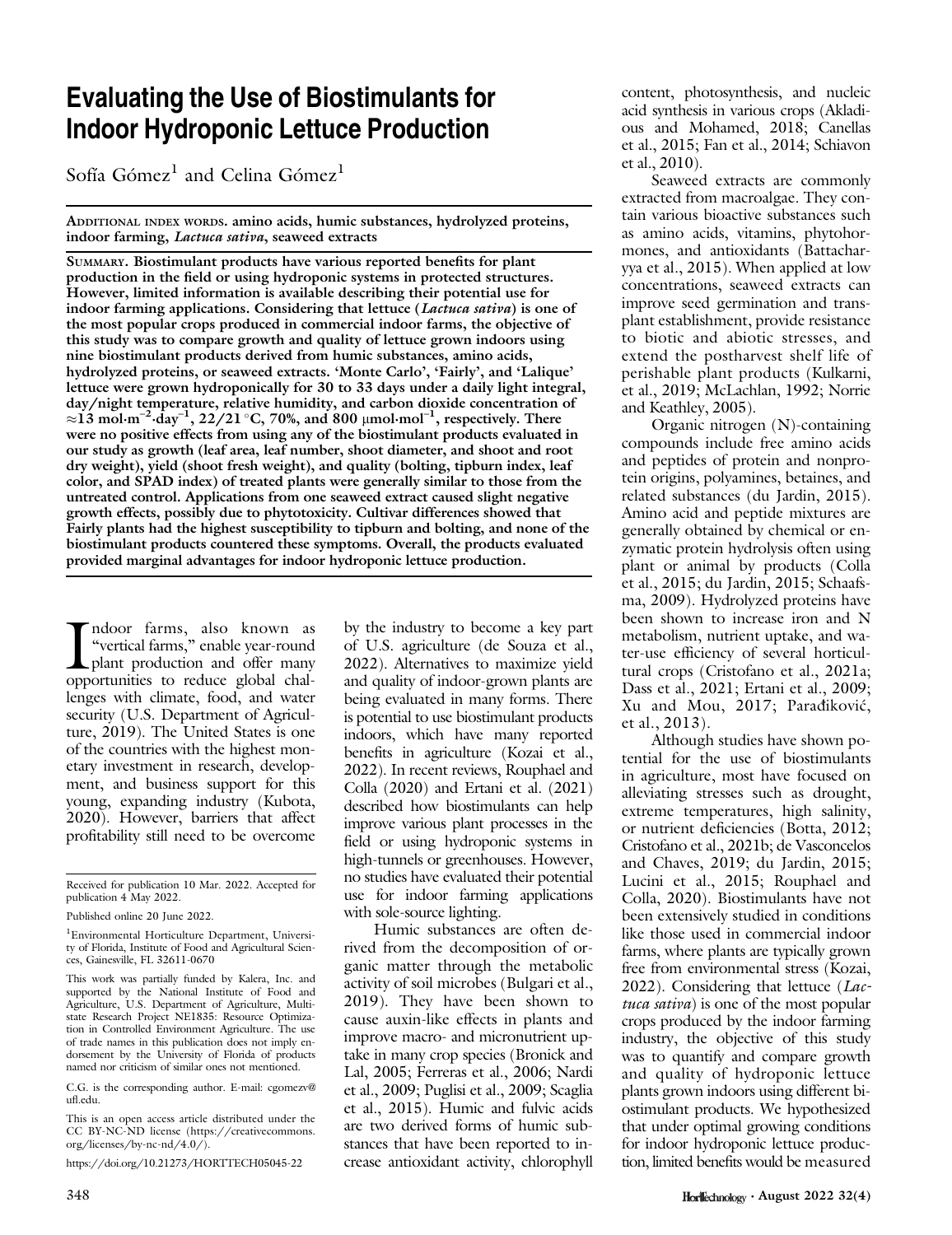# Evaluating the Use of Biostimulants for Indoor Hydroponic Lettuce Production

Sofía Gómez[1] and Celina Gómez[1]

ADDITIONAL INDEX WORDS. amino acids, humic substances, hydrolyzed proteins, indoor farming, *Lactuca sativa*, seaweed extracts

**SUMMARY. Biostimulant products have various reported benefits for plant production in the field or using hydroponic systems in protected structures. However, limited information is available describing their potential use for indoor farming applications. Considering that lettuce (*Lactuca sativa*) is one of the most popular crops produced in commercial indoor farms, the objective of this study was to compare growth and quality of lettuce grown indoors using nine biostimulant products derived from humic substances, amino acids, hydrolyzed proteins, or seaweed extracts. 'Monte Carlo', 'Fairly', and 'Lalique' lettuce were grown hydroponically for 30 to 33 days under a daily light integral, day/night temperature, relative humidity, and carbon dioxide concentration of ≈13 mol·m$^{-2}$·day$^{-1}$, 22/21 °C, 70%, and 800 µmol·mol$^{-1}$, respectively. There were no positive effects from using any of the biostimulant products evaluated in our study as growth (leaf area, leaf number, shoot diameter, and shoot and root dry weight), yield (shoot fresh weight), and quality (bolting, tipburn index, leaf color, and SPAD index) of treated plants were generally similar to those from the untreated control. Applications from one seaweed extract caused slight negative growth effects, possibly due to phytotoxicity. Cultivar differences showed that Fairly plants had the highest susceptibility to tipburn and bolting, and none of the biostimulant products countered these symptoms. Overall, the products evaluated provided marginal advantages for indoor hydroponic lettuce production.**

Indoor farms, also known as "vertical farms," enable year-round plant production and offer many opportunities to reduce global challenges with climate, food, and water security (U.S. Department of Agriculture, 2019). The United States is one of the countries with the highest monetary investment in research, development, and business support for this young, expanding industry (Kubota, 2020). However, barriers that affect profitability still need to be overcome by the industry to become a key part of U.S. agriculture (de Souza et al., 2022). Alternatives to maximize yield and quality of indoor-grown plants are being evaluated in many forms. There is potential to use biostimulant products indoors, which have many reported benefits in agriculture (Kozai et al., 2022). In recent reviews, Rouphael and Colla (2020) and Ertani et al. (2021) described how biostimulants can help improve various plant processes in the field or using hydroponic systems in high-tunnels or greenhouses. However, no studies have evaluated their potential use for indoor farming applications with sole-source lighting.

Humic substances are often derived from the decomposition of organic matter through the metabolic activity of soil microbes (Bulgari et al., 2019). They have been shown to cause auxin-like effects in plants and improve macro- and micronutrient uptake in many crop species (Bronick and Lal, 2005; Ferreras et al., 2006; Nardi et al., 2009; Puglisi et al., 2009; Scaglia et al., 2015). Humic and fulvic acids are two derived forms of humic substances that have been reported to increase antioxidant activity, chlorophyll content, photosynthesis, and nucleic acid synthesis in various crops (Akladious and Mohamed, 2018; Canellas et al., 2015; Fan et al., 2014; Schiavon et al., 2010).

Seaweed extracts are commonly extracted from macroalgae. They contain various bioactive substances such as amino acids, vitamins, phytohormones, and antioxidants (Battacharyya et al., 2015). When applied at low concentrations, seaweed extracts can improve seed germination and transplant establishment, provide resistance to biotic and abiotic stresses, and extend the postharvest shelf life of perishable plant products (Kulkarni, et al., 2019; McLachlan, 1992; Norrie and Keathley, 2005).

Organic nitrogen (N)-containing compounds include free amino acids and peptides of protein and nonprotein origins, polyamines, betaines, and related substances (du Jardin, 2015). Amino acid and peptide mixtures are generally obtained by chemical or enzymatic protein hydrolysis often using plant or animal by products (Colla et al., 2015; du Jardin, 2015; Schaafsma, 2009). Hydrolyzed proteins have been shown to increase iron and N metabolism, nutrient uptake, and water-use efficiency of several horticultural crops (Cristofano et al., 2021a; Dass et al., 2021; Ertani et al., 2009; Xu and Mou, 2017; Parađiković, et al., 2013).

Although studies have shown potential for the use of biostimulants in agriculture, most have focused on alleviating stresses such as drought, extreme temperatures, high salinity, or nutrient deficiencies (Botta, 2012; Cristofano et al., 2021b; de Vasconcelos and Chaves, 2019; du Jardin, 2015; Lucini et al., 2015; Rouphael and Colla, 2020). Biostimulants have not been extensively studied in conditions like those used in commercial indoor farms, where plants are typically grown free from environmental stress (Kozai, 2022). Considering that lettuce (*Lactuca sativa*) is one of the most popular crops produced by the indoor farming industry, the objective of this study was to quantify and compare growth and quality of hydroponic lettuce plants grown indoors using different biostimulant products. We hypothesized that under optimal growing conditions for indoor hydroponic lettuce production, limited benefits would be measured

---

Received for publication 10 Mar. 2022. Accepted for publication 4 May 2022.

Published online 20 June 2022.

[1]Environmental Horticulture Department, University of Florida, Institute of Food and Agricultural Sciences, Gainesville, FL 32611-0670

This work was partially funded by Kalera, Inc. and supported by the National Institute of Food and Agriculture, U.S. Department of Agriculture, Multistate Research Project NE1835: Resource Optimization in Controlled Environment Agriculture. The use of trade names in this publication does not imply endorsement by the University of Florida of products named nor criticism of similar ones not mentioned.

C.G. is the corresponding author. E-mail: cgomezv@ufl.edu.

This is an open access article distributed under the CC BY-NC-ND license (https://creativecommons.org/licenses/by-nc-nd/4.0/).

https://doi.org/10.21273/HORTTECH05045-22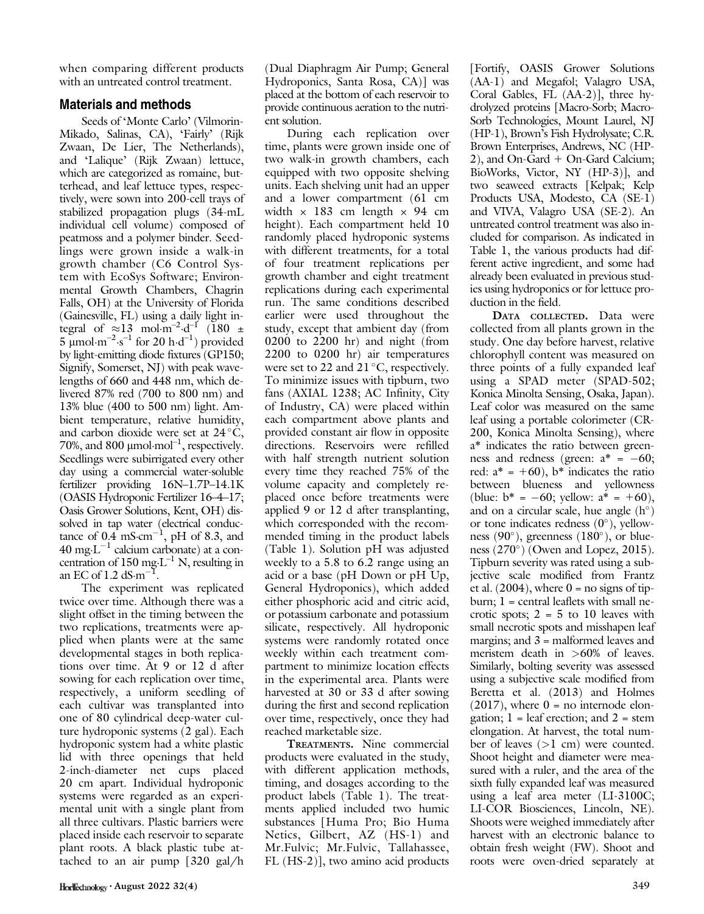when comparing different products with an untreated control treatment.

## Materials and methods

Seeds of 'Monte Carlo' (Vilmorin-Mikado, Salinas, CA), 'Fairly' (Rijk Zwaan, De Lier, The Netherlands), and 'Lalique' (Rijk Zwaan) lettuce, which are categorized as romaine, butterhead, and leaf lettuce types, respectively, were sown into 200-cell trays of stabilized propagation plugs (34-mL individual cell volume) composed of peatmoss and a polymer binder. Seedlings were grown inside a walk-in growth chamber (C6 Control System with EcoSys Software; Environmental Growth Chambers, Chagrin Falls, OH) at the University of Florida (Gainesville, FL) using a daily light integral of $\approx$13 $mol \cdot m^{-2} \cdot d^{-1}$ (180 $\pm$ 5 $\mu mol \cdot m^{-2} \cdot s^{-1}$ for 20 $h \cdot d^{-1}$) provided by light-emitting diode fixtures (GP150; Signify, Somerset, NJ) with peak wavelengths of 660 and 448 nm, which delivered 87% red (700 to 800 nm) and 13% blue (400 to 500 nm) light. Ambient temperature, relative humidity, and carbon dioxide were set at 24 °C, 70%, and 800 $\mu mol \cdot mol^{-1}$, respectively. Seedlings were subirrigated every other day using a commercial water-soluble fertilizer providing 16N–1.7P–14.1K (OASIS Hydroponic Fertilizer 16–4–17; Oasis Grower Solutions, Kent, OH) dissolved in tap water (electrical conductance of 0.4 $mS \cdot cm^{-1}$, pH of 8.3, and 40 $mg \cdot L^{-1}$ calcium carbonate) at a concentration of 150 $mg \cdot L^{-1}$ N, resulting in an EC of 1.2 $dS \cdot m^{-1}$.

The experiment was replicated twice over time. Although there was a slight offset in the timing between the two replications, treatments were applied when plants were at the same developmental stages in both replications over time. At 9 or 12 d after sowing for each replication over time, respectively, a uniform seedling of each cultivar was transplanted into one of 80 cylindrical deep-water culture hydroponic systems (2 gal). Each hydroponic system had a white plastic lid with three openings that held 2-inch-diameter net cups placed 20 cm apart. Individual hydroponic systems were regarded as an experimental unit with a single plant from all three cultivars. Plastic barriers were placed inside each reservoir to separate plant roots. A black plastic tube attached to an air pump [320 gal/h (Dual Diaphragm Air Pump; General Hydroponics, Santa Rosa, CA)] was placed at the bottom of each reservoir to provide continuous aeration to the nutrient solution.

During each replication over time, plants were grown inside one of two walk-in growth chambers, each equipped with two opposite shelving units. Each shelving unit had an upper and a lower compartment (61 cm width × 183 cm length × 94 cm height). Each compartment held 10 randomly placed hydroponic systems with different treatments, for a total of four treatment replications per growth chamber and eight treatment replications during each experimental run. The same conditions described earlier were used throughout the study, except that ambient day (from 0200 to 2200 hr) and night (from 2200 to 0200 hr) air temperatures were set to 22 and 21 °C, respectively. To minimize issues with tipburn, two fans (AXIAL 1238; AC Infinity, City of Industry, CA) were placed within each compartment above plants and provided constant air flow in opposite directions. Reservoirs were refilled with half strength nutrient solution every time they reached 75% of the volume capacity and completely replaced once before treatments were applied 9 or 12 d after transplanting, which corresponded with the recommended timing in the product labels (Table 1). Solution pH was adjusted weekly to a 5.8 to 6.2 range using an acid or a base (pH Down or pH Up, General Hydroponics), which added either phosphoric acid and citric acid, or potassium carbonate and potassium silicate, respectively. All hydroponic systems were randomly rotated once weekly within each treatment compartment to minimize location effects in the experimental area. Plants were harvested at 30 or 33 d after sowing during the first and second replication over time, respectively, once they had reached marketable size.

**Treatments.** Nine commercial products were evaluated in the study, with different application methods, timing, and dosages according to the product labels (Table 1). The treatments applied included two humic substances [Huma Pro; Bio Huma Netics, Gilbert, AZ (HS-1) and Mr.Fulvic; Mr.Fulvic, Tallahassee, FL (HS-2)], two amino acid products [Fortify, OASIS Grower Solutions (AA-1) and Megafol; Valagro USA, Coral Gables, FL (AA-2)], three hydrolyzed proteins [Macro-Sorb; Macro-Sorb Technologies, Mount Laurel, NJ (HP-1), Brown's Fish Hydrolysate; C.R. Brown Enterprises, Andrews, NC (HP-2), and On-Gard + On-Gard Calcium; BioWorks, Victor, NY (HP-3)], and two seaweed extracts [Kelpak; Kelp Products USA, Modesto, CA (SE-1) and VIVA, Valagro USA (SE-2). An untreated control treatment was also included for comparison. As indicated in Table 1, the various products had different active ingredient, and some had already been evaluated in previous studies using hydroponics or for lettuce production in the field.

**Data collected.** Data were collected from all plants grown in the study. One day before harvest, relative chlorophyll content was measured on three points of a fully expanded leaf using a SPAD meter (SPAD-502; Konica Minolta Sensing, Osaka, Japan). Leaf color was measured on the same leaf using a portable colorimeter (CR-200, Konica Minolta Sensing), where a* indicates the ratio between greenness and redness (green: a* = −60; red: a* = +60), b* indicates the ratio between blueness and yellowness (blue: b* = −60; yellow: a* = +60), and on a circular scale, hue angle (h°) or tone indicates redness (0°), yellowness (90°), greenness (180°), or blueness (270°) (Owen and Lopez, 2015). Tipburn severity was rated using a subjective scale modified from Frantz et al. (2004), where 0 = no signs of tipburn; 1 = central leaflets with small necrotic spots; 2 = 5 to 10 leaves with small necrotic spots and misshapen leaf margins; and 3 = malformed leaves and meristem death in >60% of leaves. Similarly, bolting severity was assessed using a subjective scale modified from Beretta et al. (2013) and Holmes (2017), where 0 = no internode elongation; 1 = leaf erection; and 2 = stem elongation. At harvest, the total number of leaves (>1 cm) were counted. Shoot height and diameter were measured with a ruler, and the area of the sixth fully expanded leaf was measured using a leaf area meter (LI-3100C; LI-COR Biosciences, Lincoln, NE). Shoots were weighed immediately after harvest with an electronic balance to obtain fresh weight (FW). Shoot and roots were oven-dried separately at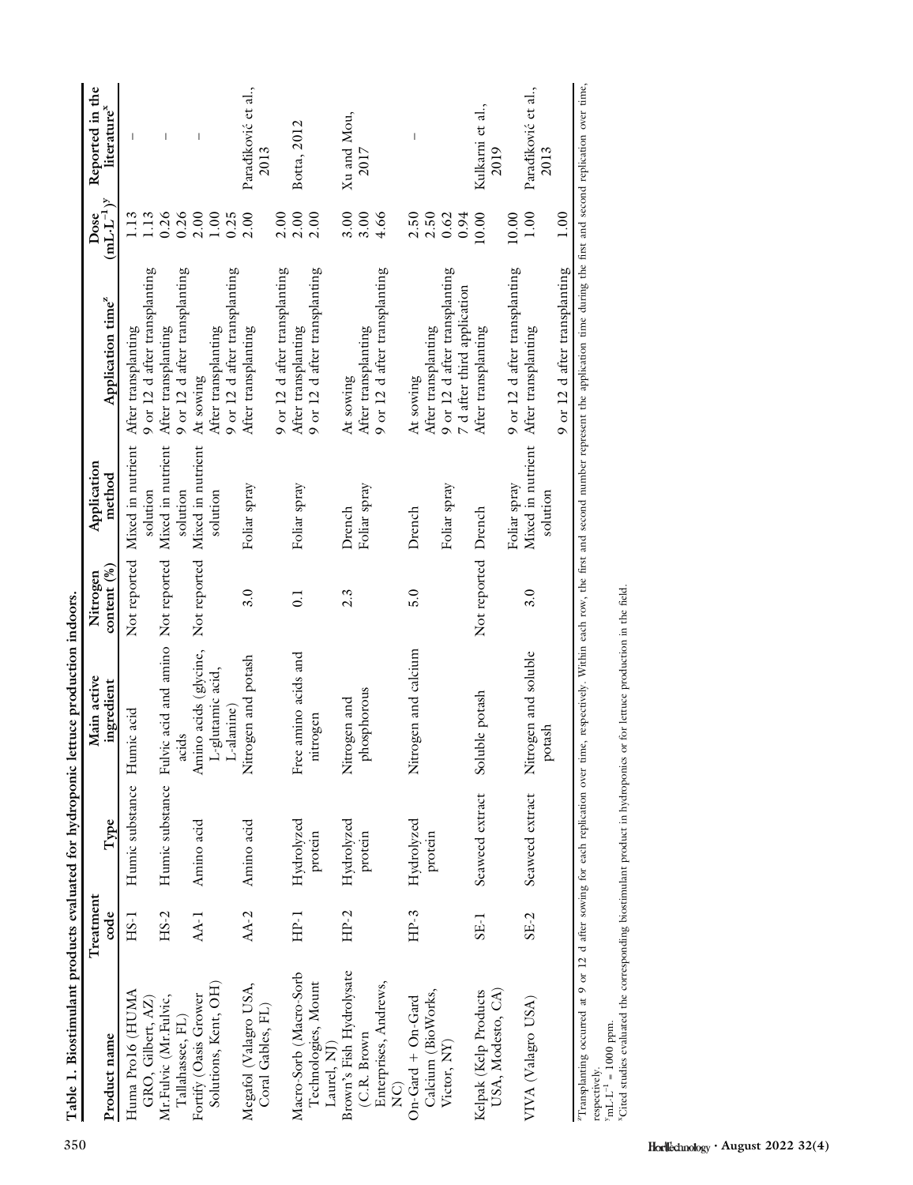**Table 1. Biostimulant products evaluated for hydroponic lettuce production indoors.**

| Product name | Treatment code | Type | Main active ingredient | Nitrogen content (%) | Application method | Application time[z] | Dose (mL·L$^{-1}$)[y] | Reported in the literature[x] |
|---|---|---|---|---|---|---|---|---|
| Huma Pro16 (HUMA GRO, Gilbert, AZ) | HS-1 | Humic substance | Humic acid | Not reported | Mixed in nutrient solution | After transplanting | 1.13 | – |
| | | | | | | 9 or 12 d after transplanting | 1.13 | |
| Mr.Fulvic (Mr.Fulvic, Tallahassee, FL) | HS-2 | Humic substance | Fulvic acid and amino acids | Not reported | Mixed in nutrient solution | After transplanting | 0.26 | – |
| | | | | | | 9 or 12 d after transplanting | 0.26 | |
| Fortify (Oasis Grower Solutions, Kent, OH) | AA-1 | Amino acid | Amino acids (glycine, L-glutamic acid, L-alanine) | Not reported | Mixed in nutrient solution | At sowing | 2.00 | – |
| | | | | | | After transplanting | 1.00 | |
| | | | | | | 9 or 12 d after transplanting | 0.25 | |
| Megafol (Valagro USA, Coral Gables, FL) | AA-2 | Amino acid | Nitrogen and potash | 3.0 | Foliar spray | After transplanting | 2.00 | Paradiković et al., 2013 |
| | | | | | | 9 or 12 d after transplanting | 2.00 | |
| Macro-Sorb (Macro-Sorb Technologies, Mount Laurel, NJ) | HP-1 | Hydrolyzed protein | Free amino acids and nitrogen | 0.1 | Foliar spray | After transplanting | 2.00 | Botta, 2012 |
| | | | | | | 9 or 12 d after transplanting | 2.00 | |
| Brown's Fish Hydrolysate (C.R. Brown Enterprises, Andrews, NC) | HP-2 | Hydrolyzed protein | Nitrogen and phosphorous | 2.3 | Drench | At sowing | 3.00 | Xu and Mou, 2017 |
| | | | | | Foliar spray | After transplanting | 3.00 | |
| | | | | | | 9 or 12 d after transplanting | 4.66 | |
| On-Gard + On-Gard Calcium (BioWorks, Victor, NY) | HP-3 | Hydrolyzed protein | Nitrogen and calcium | 5.0 | Drench | At sowing | 2.50 | – |
| | | | | | | After transplanting | 2.50 | |
| | | | | | Foliar spray | 9 or 12 d after transplanting | 0.62 | |
| | | | | | | 7 d after third application | 0.94 | |
| Kelpak (Kelp Products USA, Modesto, CA) | SE-1 | Seaweed extract | Soluble potash | Not reported | Drench | After transplanting | 10.00 | Kulkarni et al., 2019 |
| | | | | | Foliar spray | 9 or 12 d after transplanting | 10.00 | |
| VIVA (Valagro USA) | SE-2 | Seaweed extract | Nitrogen and soluble potash | 3.0 | Mixed in nutrient solution | After transplanting | 1.00 | Paradiković et al., 2013 |
| | | | | | | 9 or 12 d after transplanting | 1.00 | |

[z]Transplanting occurred at 9 or 12 d after sowing for each replication over time, respectively. Within each row, the first and second number represent the application time during the first and second replication over time, respectively.

[y]mL·L$^{-1}$ = 1000 ppm.

[x]Cited studies evaluated the corresponding biostimulant product in hydroponics or for lettuce production in the field.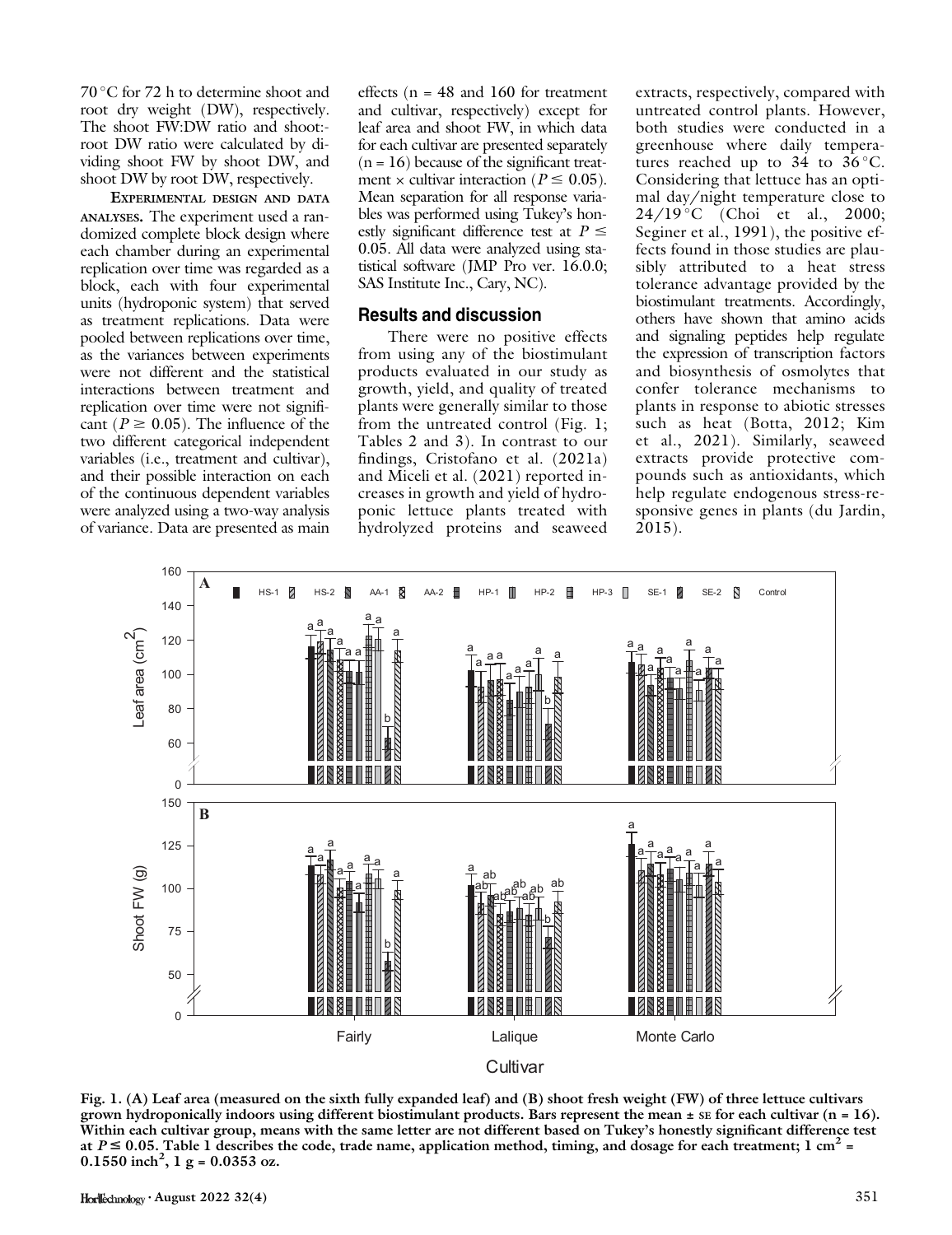70 °C for 72 h to determine shoot and root dry weight (DW), respectively. The shoot FW:DW ratio and shoot:root DW ratio were calculated by dividing shoot FW by shoot DW, and shoot DW by root DW, respectively.

**Experimental design and data analyses.** The experiment used a randomized complete block design where each chamber during an experimental replication over time was regarded as a block, each with four experimental units (hydroponic system) that served as treatment replications. Data were pooled between replications over time, as the variances between experiments were not different and the statistical interactions between treatment and replication over time were not significant ($P \geq 0.05$). The influence of the two different categorical independent variables (i.e., treatment and cultivar), and their possible interaction on each of the continuous dependent variables were analyzed using a two-way analysis of variance. Data are presented as main effects (n = 48 and 160 for treatment and cultivar, respectively) except for leaf area and shoot FW, in which data for each cultivar are presented separately (n = 16) because of the significant treatment × cultivar interaction ($P \leq 0.05$). Mean separation for all response variables was performed using Tukey's honestly significant difference test at $P \leq 0.05$. All data were analyzed using statistical software (JMP Pro ver. 16.0.0; SAS Institute Inc., Cary, NC).

## Results and discussion

There were no positive effects from using any of the biostimulant products evaluated in our study as growth, yield, and quality of treated plants were generally similar to those from the untreated control (Fig. 1; Tables 2 and 3). In contrast to our findings, Cristofano et al. (2021a) and Miceli et al. (2021) reported increases in growth and yield of hydroponic lettuce plants treated with hydrolyzed proteins and seaweed extracts, respectively, compared with untreated control plants. However, both studies were conducted in a greenhouse where daily temperatures reached up to 34 to 36 °C. Considering that lettuce has an optimal day/night temperature close to 24/19 °C (Choi et al., 2000; Seginer et al., 1991), the positive effects found in those studies are plausibly attributed to a heat stress tolerance advantage provided by the biostimulant treatments. Accordingly, others have shown that amino acids and signaling peptides help regulate the expression of transcription factors and biosynthesis of osmolytes that confer tolerance mechanisms to plants in response to abiotic stresses such as heat (Botta, 2012; Kim et al., 2021). Similarly, seaweed extracts provide protective compounds such as antioxidants, which help regulate endogenous stress-responsive genes in plants (du Jardin, 2015).

**Fig. 1. (A) Leaf area (measured on the sixth fully expanded leaf) and (B) shoot fresh weight (FW) of three lettuce cultivars grown hydroponically indoors using different biostimulant products. Bars represent the mean ± SE for each cultivar (n = 16). Within each cultivar group, means with the same letter are not different based on Tukey's honestly significant difference test at $P \leq 0.05$. Table 1 describes the code, trade name, application method, timing, and dosage for each treatment; 1 cm² = 0.1550 inch², 1 g = 0.0353 oz.**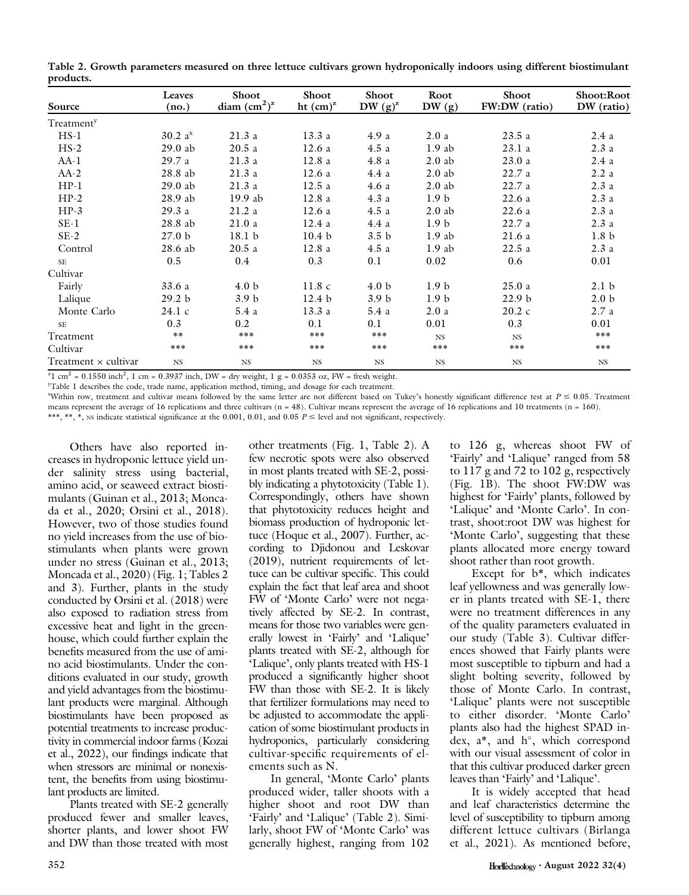Table 2. Growth parameters measured on three lettuce cultivars grown hydroponically indoors using different biostimulant products.

| Source | Leaves (no.) | Shoot diam ($cm^2$)[z] | Shoot ht (cm)[z] | Shoot DW (g)[z] | Root DW (g) | Shoot FW:DW (ratio) | Shoot:Root DW (ratio) |
|---|---|---|---|---|---|---|---|
| Treatment[y] | | | | | | | |
| HS-1 | 30.2 a[x] | 21.3 a | 13.3 a | 4.9 a | 2.0 a | 23.5 a | 2.4 a |
| HS-2 | 29.0 ab | 20.5 a | 12.6 a | 4.5 a | 1.9 ab | 23.1 a | 2.3 a |
| AA-1 | 29.7 a | 21.3 a | 12.8 a | 4.8 a | 2.0 ab | 23.0 a | 2.4 a |
| AA-2 | 28.8 ab | 21.3 a | 12.6 a | 4.4 a | 2.0 ab | 22.7 a | 2.2 a |
| HP-1 | 29.0 ab | 21.3 a | 12.5 a | 4.6 a | 2.0 ab | 22.7 a | 2.3 a |
| HP-2 | 28.9 ab | 19.9 ab | 12.8 a | 4.3 a | 1.9 b | 22.6 a | 2.3 a |
| HP-3 | 29.3 a | 21.2 a | 12.6 a | 4.5 a | 2.0 ab | 22.6 a | 2.3 a |
| SE-1 | 28.8 ab | 21.0 a | 12.4 a | 4.4 a | 1.9 b | 22.7 a | 2.3 a |
| SE-2 | 27.0 b | 18.1 b | 10.4 b | 3.5 b | 1.9 ab | 21.6 a | 1.8 b |
| Control | 28.6 ab | 20.5 a | 12.8 a | 4.5 a | 1.9 ab | 22.5 a | 2.3 a |
| SE | 0.5 | 0.4 | 0.3 | 0.1 | 0.02 | 0.6 | 0.01 |
| Cultivar | | | | | | | |
| Fairly | 33.6 a | 4.0 b | 11.8 c | 4.0 b | 1.9 b | 25.0 a | 2.1 b |
| Lalique | 29.2 b | 3.9 b | 12.4 b | 3.9 b | 1.9 b | 22.9 b | 2.0 b |
| Monte Carlo | 24.1 c | 5.4 a | 13.3 a | 5.4 a | 2.0 a | 20.2 c | 2.7 a |
| SE | 0.3 | 0.2 | 0.1 | 0.1 | 0.01 | 0.3 | 0.01 |
| Treatment | ** | *** | *** | *** | NS | NS | *** |
| Cultivar | *** | *** | *** | *** | *** | *** | *** |
| Treatment × cultivar | NS | NS | NS | NS | NS | NS | NS |

[z]1 $cm^2$ = 0.1550 $inch^2$, 1 cm = 0.3937 inch, DW = dry weight, 1 g = 0.0353 oz, FW = fresh weight.

[y]Table 1 describes the code, trade name, application method, timing, and dosage for each treatment.

[x]Within row, treatment and cultivar means followed by the same letter are not different based on Tukey's honestly significant difference test at $P \leq 0.05$. Treatment means represent the average of 16 replications and three cultivars (n = 48). Cultivar means represent the average of 16 replications and 10 treatments (n = 160).

***, **, *, NS indicate statistical significance at the 0.001, 0.01, and 0.05 $P \leq$ level and not significant, respectively.

Others have also reported increases in hydroponic lettuce yield under salinity stress using bacterial, amino acid, or seaweed extract biostimulants (Guinan et al., 2013; Moncada et al., 2020; Orsini et al., 2018). However, two of those studies found no yield increases from the use of biostimulants when plants were grown under no stress (Guinan et al., 2013; Moncada et al., 2020) (Fig. 1; Tables 2 and 3). Further, plants in the study conducted by Orsini et al. (2018) were also exposed to radiation stress from excessive heat and light in the greenhouse, which could further explain the benefits measured from the use of amino acid biostimulants. Under the conditions evaluated in our study, growth and yield advantages from the biostimulant products were marginal. Although biostimulants have been proposed as potential treatments to increase productivity in commercial indoor farms (Kozai et al., 2022), our findings indicate that when stressors are minimal or nonexistent, the benefits from using biostimulant products are limited.

Plants treated with SE-2 generally produced fewer and smaller leaves, shorter plants, and lower shoot FW and DW than those treated with most other treatments (Fig. 1, Table 2). A few necrotic spots were also observed in most plants treated with SE-2, possibly indicating a phytotoxicity (Table 1). Correspondingly, others have shown that phytotoxicity reduces height and biomass production of hydroponic lettuce (Hoque et al., 2007). Further, according to Djidonou and Leskovar (2019), nutrient requirements of lettuce can be cultivar specific. This could explain the fact that leaf area and shoot FW of 'Monte Carlo' were not negatively affected by SE-2. In contrast, means for those two variables were generally lowest in 'Fairly' and 'Lalique' plants treated with SE-2, although for 'Lalique', only plants treated with HS-1 produced a significantly higher shoot FW than those with SE-2. It is likely that fertilizer formulations may need to be adjusted to accommodate the application of some biostimulant products in hydroponics, particularly considering cultivar-specific requirements of elements such as N.

In general, 'Monte Carlo' plants produced wider, taller shoots with a higher shoot and root DW than 'Fairly' and 'Lalique' (Table 2). Similarly, shoot FW of 'Monte Carlo' was generally highest, ranging from 102 to 126 g, whereas shoot FW of 'Fairly' and 'Lalique' ranged from 58 to 117 g and 72 to 102 g, respectively (Fig. 1B). The shoot FW:DW was highest for 'Fairly' plants, followed by 'Lalique' and 'Monte Carlo'. In contrast, shoot:root DW was highest for 'Monte Carlo', suggesting that these plants allocated more energy toward shoot rather than root growth.

Except for b*, which indicates leaf yellowness and was generally lower in plants treated with SE-1, there were no treatment differences in any of the quality parameters evaluated in our study (Table 3). Cultivar differences showed that Fairly plants were most susceptible to tipburn and had a slight bolting severity, followed by those of Monte Carlo. In contrast, 'Lalique' plants were not susceptible to either disorder. 'Monte Carlo' plants also had the highest SPAD index, a*, and h°, which correspond with our visual assessment of color in that this cultivar produced darker green leaves than 'Fairly' and 'Lalique'.

It is widely accepted that head and leaf characteristics determine the level of susceptibility to tipburn among different lettuce cultivars (Birlanga et al., 2021). As mentioned before,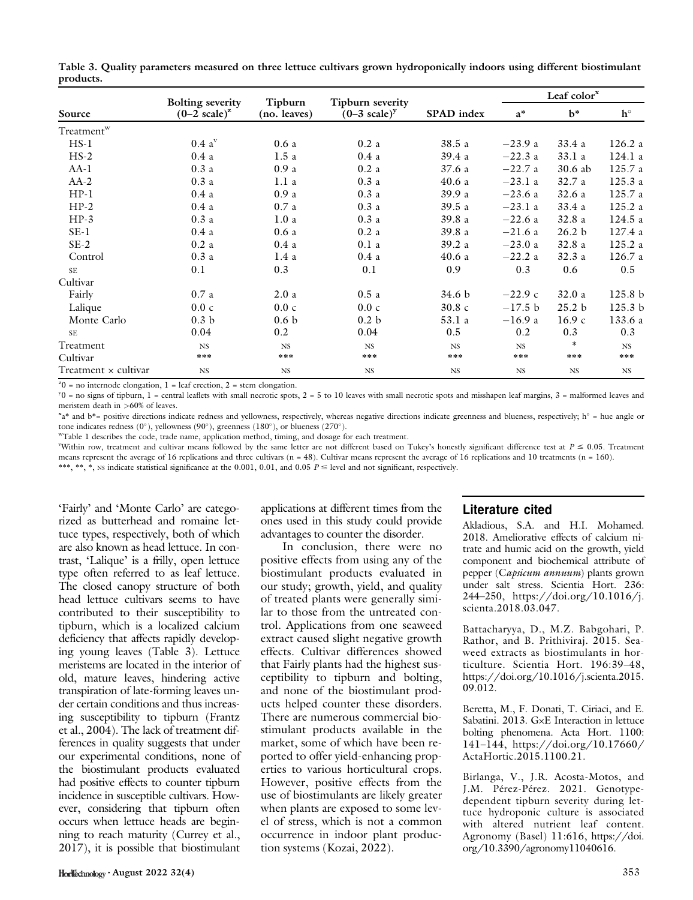**Table 3. Quality parameters measured on three lettuce cultivars grown hydroponically indoors using different biostimulant products.**

| Source | Bolting severity (0–2 scale)[z] | Tipburn (no. leaves) | Tipburn severity (0–3 scale)[y] | SPAD index | Leaf color[x] | | |
|---|---|---|---|---|---|---|---|
| | | | | | a* | b* | h° |
| Treatment[w] | | | | | | | |
| HS-1 | 0.4 a[v] | 0.6 a | 0.2 a | 38.5 a | −23.9 a | 33.4 a | 126.2 a |
| HS-2 | 0.4 a | 1.5 a | 0.4 a | 39.4 a | −22.3 a | 33.1 a | 124.1 a |
| AA-1 | 0.3 a | 0.9 a | 0.2 a | 37.6 a | −22.7 a | 30.6 ab | 125.7 a |
| AA-2 | 0.3 a | 1.1 a | 0.3 a | 40.6 a | −23.1 a | 32.7 a | 125.3 a |
| HP-1 | 0.4 a | 0.9 a | 0.3 a | 39.9 a | −23.6 a | 32.6 a | 125.7 a |
| HP-2 | 0.4 a | 0.7 a | 0.3 a | 39.5 a | −23.1 a | 33.4 a | 125.2 a |
| HP-3 | 0.3 a | 1.0 a | 0.3 a | 39.8 a | −22.6 a | 32.8 a | 124.5 a |
| SE-1 | 0.4 a | 0.6 a | 0.2 a | 39.8 a | −21.6 a | 26.2 b | 127.4 a |
| SE-2 | 0.2 a | 0.4 a | 0.1 a | 39.2 a | −23.0 a | 32.8 a | 125.2 a |
| Control | 0.3 a | 1.4 a | 0.4 a | 40.6 a | −22.2 a | 32.3 a | 126.7 a |
| SE | 0.1 | 0.3 | 0.1 | 0.9 | 0.3 | 0.6 | 0.5 |
| Cultivar | | | | | | | |
| Fairly | 0.7 a | 2.0 a | 0.5 a | 34.6 b | −22.9 c | 32.0 a | 125.8 b |
| Lalique | 0.0 c | 0.0 c | 0.0 c | 30.8 c | −17.5 b | 25.2 b | 125.3 b |
| Monte Carlo | 0.3 b | 0.6 b | 0.2 b | 53.1 a | −16.9 a | 16.9 c | 133.6 a |
| SE | 0.04 | 0.2 | 0.04 | 0.5 | 0.2 | 0.3 | 0.3 |
| Treatment | NS | NS | NS | NS | NS | * | NS |
| Cultivar | *** | *** | *** | *** | *** | *** | *** |
| Treatment × cultivar | NS | NS | NS | NS | NS | NS | NS |

[z]0 = no internode elongation, 1 = leaf erection, 2 = stem elongation.

[y]0 = no signs of tipburn, 1 = central leaflets with small necrotic spots, 2 = 5 to 10 leaves with small necrotic spots and misshapen leaf margins, 3 = malformed leaves and meristem death in >60% of leaves.

[x]a* and b*= positive directions indicate redness and yellowness, respectively, whereas negative directions indicate greenness and blueness, respectively; h° = hue angle or tone indicates redness (0°), yellowness (90°), greenness (180°), or blueness (270°).

[w]Table 1 describes the code, trade name, application method, timing, and dosage for each treatment.

[v]Within row, treatment and cultivar means followed by the same letter are not different based on Tukey's honestly significant difference test at $P \leq 0.05$. Treatment means represent the average of 16 replications and three cultivars (n = 48). Cultivar means represent the average of 16 replications and 10 treatments (n = 160).

***, **, *, NS indicate statistical significance at the 0.001, 0.01, and 0.05 $P \leq$ level and not significant, respectively.

'Fairly' and 'Monte Carlo' are categorized as butterhead and romaine lettuce types, respectively, both of which are also known as head lettuce. In contrast, 'Lalique' is a frilly, open lettuce type often referred to as leaf lettuce. The closed canopy structure of both head lettuce cultivars seems to have contributed to their susceptibility to tipburn, which is a localized calcium deficiency that affects rapidly developing young leaves (Table 3). Lettuce meristems are located in the interior of old, mature leaves, hindering active transpiration of late-forming leaves under certain conditions and thus increasing susceptibility to tipburn (Frantz et al., 2004). The lack of treatment differences in quality suggests that under our experimental conditions, none of the biostimulant products evaluated had positive effects to counter tipburn incidence in susceptible cultivars. However, considering that tipburn often occurs when lettuce heads are beginning to reach maturity (Currey et al., 2017), it is possible that biostimulant applications at different times from the ones used in this study could provide advantages to counter the disorder.

In conclusion, there were no positive effects from using any of the biostimulant products evaluated in our study; growth, yield, and quality of treated plants were generally similar to those from the untreated control. Applications from one seaweed extract caused slight negative growth effects. Cultivar differences showed that Fairly plants had the highest susceptibility to tipburn and bolting, and none of the biostimulant products helped counter these disorders. There are numerous commercial biostimulant products available in the market, some of which have been reported to offer yield-enhancing properties to various horticultural crops. However, positive effects from the use of biostimulants are likely greater when plants are exposed to some level of stress, which is not a common occurrence in indoor plant production systems (Kozai, 2022).

## Literature cited

Akladious, S.A. and H.I. Mohamed. 2018. Ameliorative effects of calcium nitrate and humic acid on the growth, yield component and biochemical attribute of pepper (*Capsicum annuum*) plants grown under salt stress. Scientia Hort. 236: 244–250, https://doi.org/10.1016/j.scienta.2018.03.047.

Battacharyya, D., M.Z. Babgohari, P. Rathor, and B. Prithiviraj. 2015. Seaweed extracts as biostimulants in horticulture. Scientia Hort. 196:39–48, https://doi.org/10.1016/j.scienta.2015.09.012.

Beretta, M., F. Donati, T. Ciriaci, and E. Sabatini. 2013. G×E Interaction in lettuce bolting phenomena. Acta Hort. 1100: 141–144, https://doi.org/10.17660/ActaHortic.2015.1100.21.

Birlanga, V., J.R. Acosta-Motos, and J.M. Pérez-Pérez. 2021. Genotype-dependent tipburn severity during lettuce hydroponic culture is associated with altered nutrient leaf content. Agronomy (Basel) 11:616, https://doi.org/10.3390/agronomy11040616.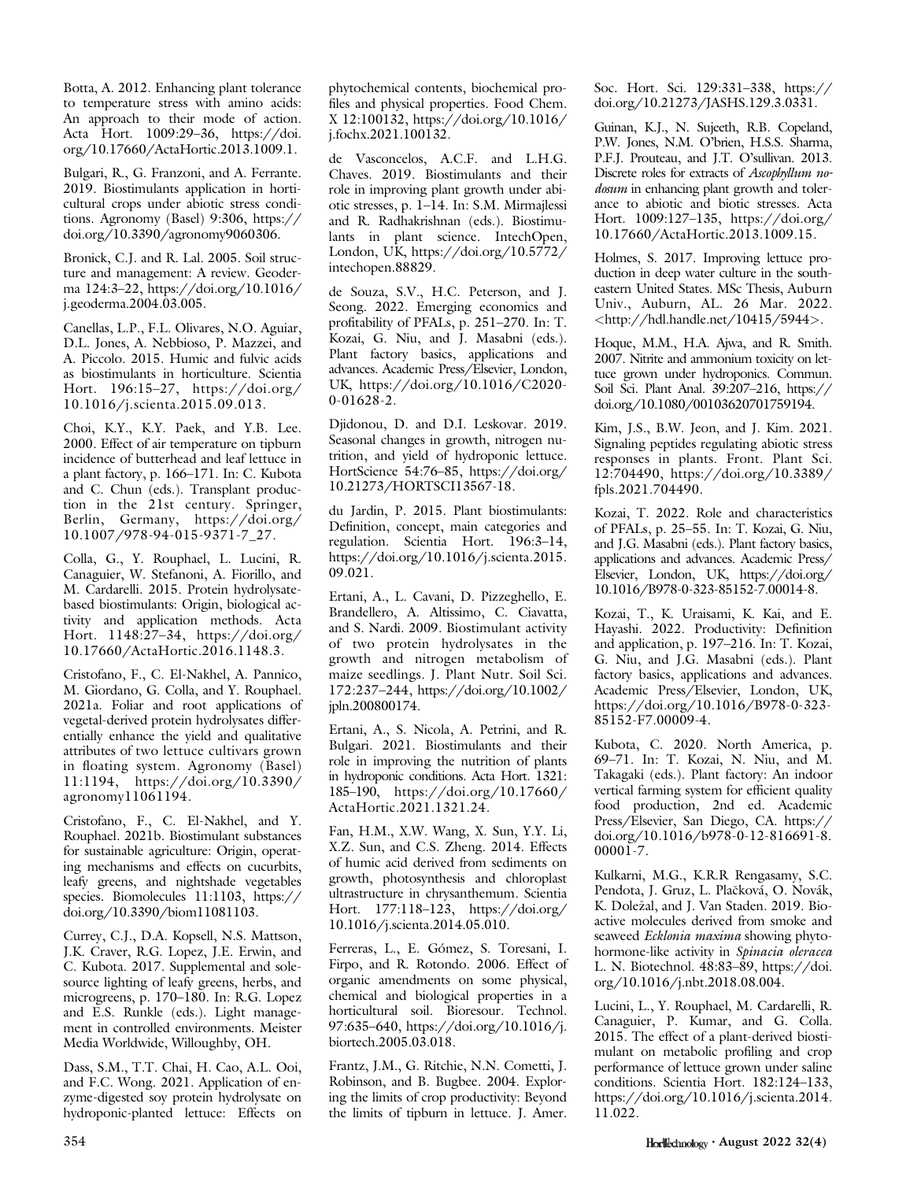Botta, A. 2012. Enhancing plant tolerance to temperature stress with amino acids: An approach to their mode of action. Acta Hort. 1009:29–36, https://doi.org/10.17660/ActaHortic.2013.1009.1.

Bulgari, R., G. Franzoni, and A. Ferrante. 2019. Biostimulants application in horticultural crops under abiotic stress conditions. Agronomy (Basel) 9:306, https://doi.org/10.3390/agronomy9060306.

Bronick, C.J. and R. Lal. 2005. Soil structure and management: A review. Geoderma 124:3–22, https://doi.org/10.1016/j.geoderma.2004.03.005.

Canellas, L.P., F.L. Olivares, N.O. Aguiar, D.L. Jones, A. Nebbioso, P. Mazzei, and A. Piccolo. 2015. Humic and fulvic acids as biostimulants in horticulture. Scientia Hort. 196:15–27, https://doi.org/10.1016/j.scienta.2015.09.013.

Choi, K.Y., K.Y. Paek, and Y.B. Lee. 2000. Effect of air temperature on tipburn incidence of butterhead and leaf lettuce in a plant factory, p. 166–171. In: C. Kubota and C. Chun (eds.). Transplant production in the 21st century. Springer, Berlin, Germany, https://doi.org/10.1007/978-94-015-9371-7_27.

Colla, G., Y. Rouphael, L. Lucini, R. Canaguier, W. Stefanoni, A. Fiorillo, and M. Cardarelli. 2015. Protein hydrolysate-based biostimulants: Origin, biological activity and application methods. Acta Hort. 1148:27–34, https://doi.org/10.17660/ActaHortic.2016.1148.3.

Cristofano, F., C. El-Nakhel, A. Pannico, M. Giordano, G. Colla, and Y. Rouphael. 2021a. Foliar and root applications of vegetal-derived protein hydrolysates differentially enhance the yield and qualitative attributes of two lettuce cultivars grown in floating system. Agronomy (Basel) 11:1194, https://doi.org/10.3390/agronomy11061194.

Cristofano, F., C. El-Nakhel, and Y. Rouphael. 2021b. Biostimulant substances for sustainable agriculture: Origin, operating mechanisms and effects on cucurbits, leafy greens, and nightshade vegetables species. Biomolecules 11:1103, https://doi.org/10.3390/biom11081103.

Currey, C.J., D.A. Kopsell, N.S. Mattson, J.K. Craver, R.G. Lopez, J.E. Erwin, and C. Kubota. 2017. Supplemental and sole-source lighting of leafy greens, herbs, and microgreens, p. 170–180. In: R.G. Lopez and E.S. Runkle (eds.). Light management in controlled environments. Meister Media Worldwide, Willoughby, OH.

Dass, S.M., T.T. Chai, H. Cao, A.L. Ooi, and F.C. Wong. 2021. Application of enzyme-digested soy protein hydrolysate on hydroponic-planted lettuce: Effects on phytochemical contents, biochemical profiles and physical properties. Food Chem. X 12:100132, https://doi.org/10.1016/j.fochx.2021.100132.

de Vasconcelos, A.C.F. and L.H.G. Chaves. 2019. Biostimulants and their role in improving plant growth under abiotic stresses, p. 1–14. In: S.M. Mirmajlessi and R. Radhakrishnan (eds.). Biostimulants in plant science. IntechOpen, London, UK, https://doi.org/10.5772/intechopen.88829.

de Souza, S.V., H.C. Peterson, and J. Seong. 2022. Emerging economics and profitability of PFALs, p. 251–270. In: T. Kozai, G. Niu, and J. Masabni (eds.). Plant factory basics, applications and advances. Academic Press/Elsevier, London, UK, https://doi.org/10.1016/C2020-0-01628-2.

Djidonou, D. and D.I. Leskovar. 2019. Seasonal changes in growth, nitrogen nutrition, and yield of hydroponic lettuce. HortScience 54:76–85, https://doi.org/10.21273/HORTSCI13567-18.

du Jardin, P. 2015. Plant biostimulants: Definition, concept, main categories and regulation. Scientia Hort. 196:3–14, https://doi.org/10.1016/j.scienta.2015.09.021.

Ertani, A., L. Cavani, D. Pizzeghello, E. Brandellero, A. Altissimo, C. Ciavatta, and S. Nardi. 2009. Biostimulant activity of two protein hydrolysates in the growth and nitrogen metabolism of maize seedlings. J. Plant Nutr. Soil Sci. 172:237–244, https://doi.org/10.1002/jpln.200800174.

Ertani, A., S. Nicola, A. Petrini, and R. Bulgari. 2021. Biostimulants and their role in improving the nutrition of plants in hydroponic conditions. Acta Hort. 1321: 185–190, https://doi.org/10.17660/ActaHortic.2021.1321.24.

Fan, H.M., X.W. Wang, X. Sun, Y.Y. Li, X.Z. Sun, and C.S. Zheng. 2014. Effects of humic acid derived from sediments on growth, photosynthesis and chloroplast ultrastructure in chrysanthemum. Scientia Hort. 177:118–123, https://doi.org/10.1016/j.scienta.2014.05.010.

Ferreras, L., E. Gómez, S. Toresani, I. Firpo, and R. Rotondo. 2006. Effect of organic amendments on some physical, chemical and biological properties in a horticultural soil. Bioresour. Technol. 97:635–640, https://doi.org/10.1016/j.biortech.2005.03.018.

Frantz, J.M., G. Ritchie, N.N. Cometti, J. Robinson, and B. Bugbee. 2004. Exploring the limits of crop productivity: Beyond the limits of tipburn in lettuce. J. Amer. Soc. Hort. Sci. 129:331–338, https://doi.org/10.21273/JASHS.129.3.0331.

Guinan, K.J., N. Sujeeth, R.B. Copeland, P.W. Jones, N.M. O'brien, H.S.S. Sharma, P.F.J. Prouteau, and J.T. O'sullivan. 2013. Discrete roles for extracts of *Ascophyllum nodosum* in enhancing plant growth and tolerance to abiotic and biotic stresses. Acta Hort. 1009:127–135, https://doi.org/10.17660/ActaHortic.2013.1009.15.

Holmes, S. 2017. Improving lettuce production in deep water culture in the southeastern United States. MSc Thesis, Auburn Univ., Auburn, AL. 26 Mar. 2022. <http://hdl.handle.net/10415/5944>.

Hoque, M.M., H.A. Ajwa, and R. Smith. 2007. Nitrite and ammonium toxicity on lettuce grown under hydroponics. Commun. Soil Sci. Plant Anal. 39:207–216, https://doi.org/10.1080/00103620701759194.

Kim, J.S., B.W. Jeon, and J. Kim. 2021. Signaling peptides regulating abiotic stress responses in plants. Front. Plant Sci. 12:704490, https://doi.org/10.3389/fpls.2021.704490.

Kozai, T. 2022. Role and characteristics of PFALs, p. 25–55. In: T. Kozai, G. Niu, and J.G. Masabni (eds.). Plant factory basics, applications and advances. Academic Press/Elsevier, London, UK, https://doi.org/10.1016/B978-0-323-85152-7.00014-8.

Kozai, T., K. Uraisami, K. Kai, and E. Hayashi. 2022. Productivity: Definition and application, p. 197–216. In: T. Kozai, G. Niu, and J.G. Masabni (eds.). Plant factory basics, applications and advances. Academic Press/Elsevier, London, UK, https://doi.org/10.1016/B978-0-323-85152-F7.00009-4.

Kubota, C. 2020. North America, p. 69–71. In: T. Kozai, N. Niu, and M. Takagaki (eds.). Plant factory: An indoor vertical farming system for efficient quality food production, 2nd ed. Academic Press/Elsevier, San Diego, CA. https://doi.org/10.1016/b978-0-12-816691-8.00001-7.

Kulkarni, M.G., K.R.R Rengasamy, S.C. Pendota, J. Gruz, L. Plačková, O. Novák, K. Doležal, and J. Van Staden. 2019. Bioactive molecules derived from smoke and seaweed *Ecklonia maxima* showing phytohormone-like activity in *Spinacia oleracea* L. N. Biotechnol. 48:83–89, https://doi.org/10.1016/j.nbt.2018.08.004.

Lucini, L., Y. Rouphael, M. Cardarelli, R. Canaguier, P. Kumar, and G. Colla. 2015. The effect of a plant-derived biostimulant on metabolic profiling and crop performance of lettuce grown under saline conditions. Scientia Hort. 182:124–133, https://doi.org/10.1016/j.scienta.2014.11.022.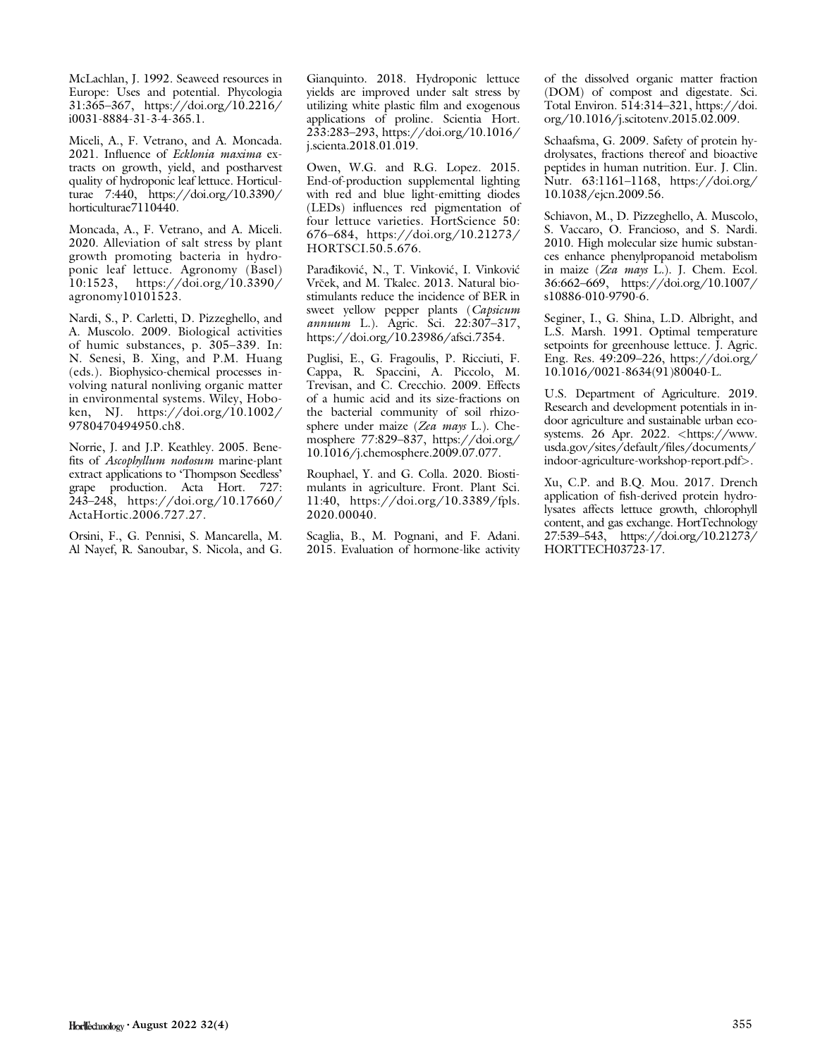McLachlan, J. 1992. Seaweed resources in Europe: Uses and potential. Phycologia 31:365–367, https://doi.org/10.2216/i0031-8884-31-3-4-365.1.

Miceli, A., F. Vetrano, and A. Moncada. 2021. Influence of *Ecklonia maxima* extracts on growth, yield, and postharvest quality of hydroponic leaf lettuce. Horticulturae 7:440, https://doi.org/10.3390/horticulturae7110440.

Moncada, A., F. Vetrano, and A. Miceli. 2020. Alleviation of salt stress by plant growth promoting bacteria in hydroponic leaf lettuce. Agronomy (Basel) 10:1523, https://doi.org/10.3390/agronomy10101523.

Nardi, S., P. Carletti, D. Pizzeghello, and A. Muscolo. 2009. Biological activities of humic substances, p. 305–339. In: N. Senesi, B. Xing, and P.M. Huang (eds.). Biophysico-chemical processes involving natural nonliving organic matter in environmental systems. Wiley, Hoboken, NJ. https://doi.org/10.1002/9780470494950.ch8.

Norrie, J. and J.P. Keathley. 2005. Benefits of *Ascophyllum nodosum* marine-plant extract applications to 'Thompson Seedless' grape production. Acta Hort. 727: 243–248, https://doi.org/10.17660/ActaHortic.2006.727.27.

Orsini, F., G. Pennisi, S. Mancarella, M. Al Nayef, R. Sanoubar, S. Nicola, and G. Gianquinto. 2018. Hydroponic lettuce yields are improved under salt stress by utilizing white plastic film and exogenous applications of proline. Scientia Hort. 233:283–293, https://doi.org/10.1016/j.scienta.2018.01.019.

Owen, W.G. and R.G. Lopez. 2015. End-of-production supplemental lighting with red and blue light-emitting diodes (LEDs) influences red pigmentation of four lettuce varieties. HortScience 50: 676–684, https://doi.org/10.21273/HORTSCI.50.5.676.

Parađiković, N., T. Vinković, I. Vinković Vrček, and M. Tkalec. 2013. Natural biostimulants reduce the incidence of BER in sweet yellow pepper plants (*Capsicum annuum* L.). Agric. Sci. 22:307–317, https://doi.org/10.23986/afsci.7354.

Puglisi, E., G. Fragoulis, P. Ricciuti, F. Cappa, R. Spaccini, A. Piccolo, M. Trevisan, and C. Crecchio. 2009. Effects of a humic acid and its size-fractions on the bacterial community of soil rhizosphere under maize (*Zea mays* L.). Chemosphere 77:829–837, https://doi.org/10.1016/j.chemosphere.2009.07.077.

Rouphael, Y. and G. Colla. 2020. Biostimulants in agriculture. Front. Plant Sci. 11:40, https://doi.org/10.3389/fpls.2020.00040.

Scaglia, B., M. Pognani, and F. Adani. 2015. Evaluation of hormone-like activity of the dissolved organic matter fraction (DOM) of compost and digestate. Sci. Total Environ. 514:314–321, https://doi.org/10.1016/j.scitotenv.2015.02.009.

Schaafsma, G. 2009. Safety of protein hydrolysates, fractions thereof and bioactive peptides in human nutrition. Eur. J. Clin. Nutr. 63:1161–1168, https://doi.org/10.1038/ejcn.2009.56.

Schiavon, M., D. Pizzeghello, A. Muscolo, S. Vaccaro, O. Francioso, and S. Nardi. 2010. High molecular size humic substances enhance phenylpropanoid metabolism in maize (*Zea mays* L.). J. Chem. Ecol. 36:662–669, https://doi.org/10.1007/s10886-010-9790-6.

Seginer, I., G. Shina, L.D. Albright, and L.S. Marsh. 1991. Optimal temperature setpoints for greenhouse lettuce. J. Agric. Eng. Res. 49:209–226, https://doi.org/10.1016/0021-8634(91)80040-L.

U.S. Department of Agriculture. 2019. Research and development potentials in indoor agriculture and sustainable urban ecosystems. 26 Apr. 2022. <https://www.usda.gov/sites/default/files/documents/indoor-agriculture-workshop-report.pdf>.

Xu, C.P. and B.Q. Mou. 2017. Drench application of fish-derived protein hydrolysates affects lettuce growth, chlorophyll content, and gas exchange. HortTechnology 27:539–543, https://doi.org/10.21273/HORTTECH03723-17.